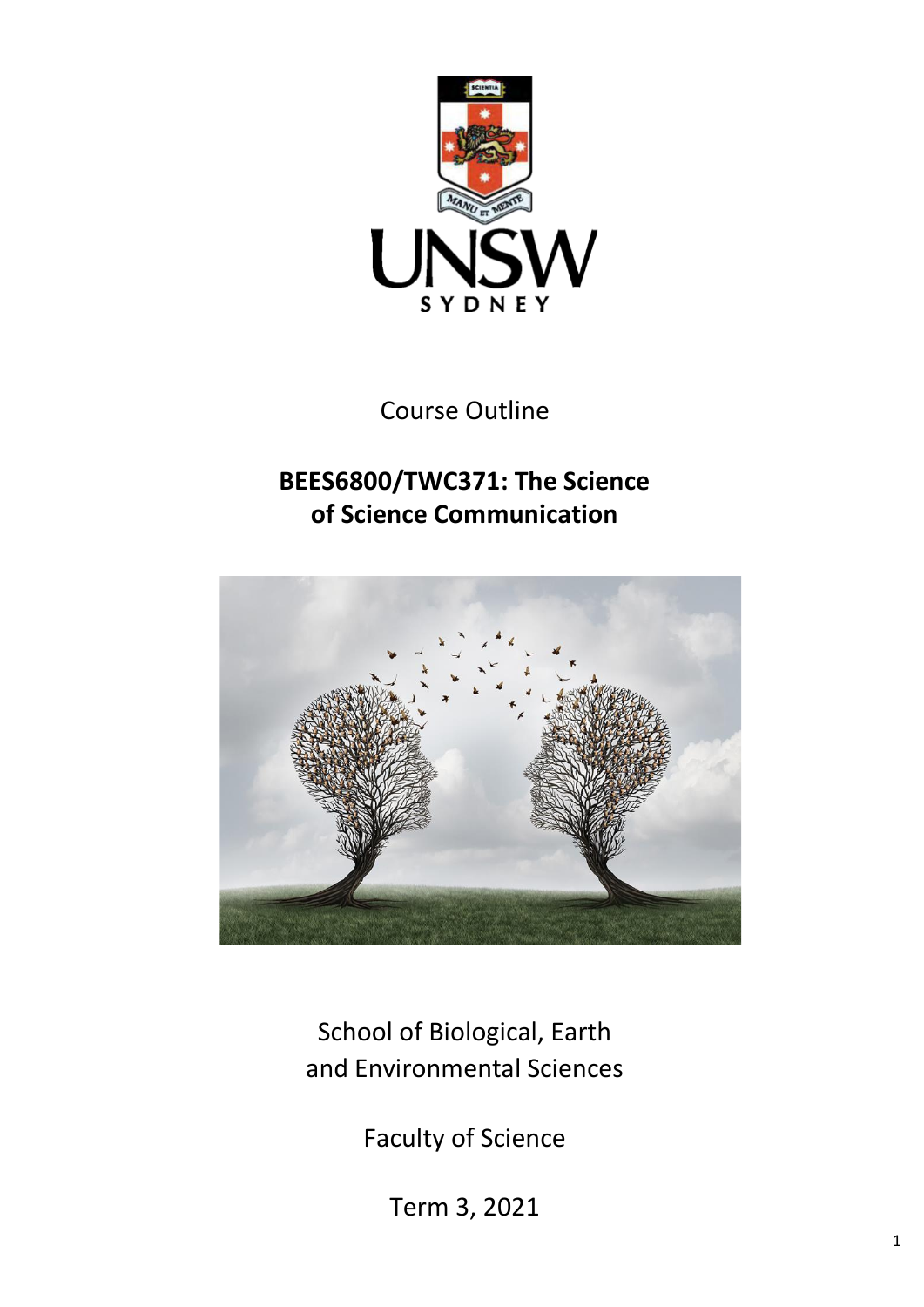Course Outline

# BEES6800/TWC371: The Science of Science Communication

School of Biological, Earth and Environmental Sciences

Faculty of Science

Term 3, 2021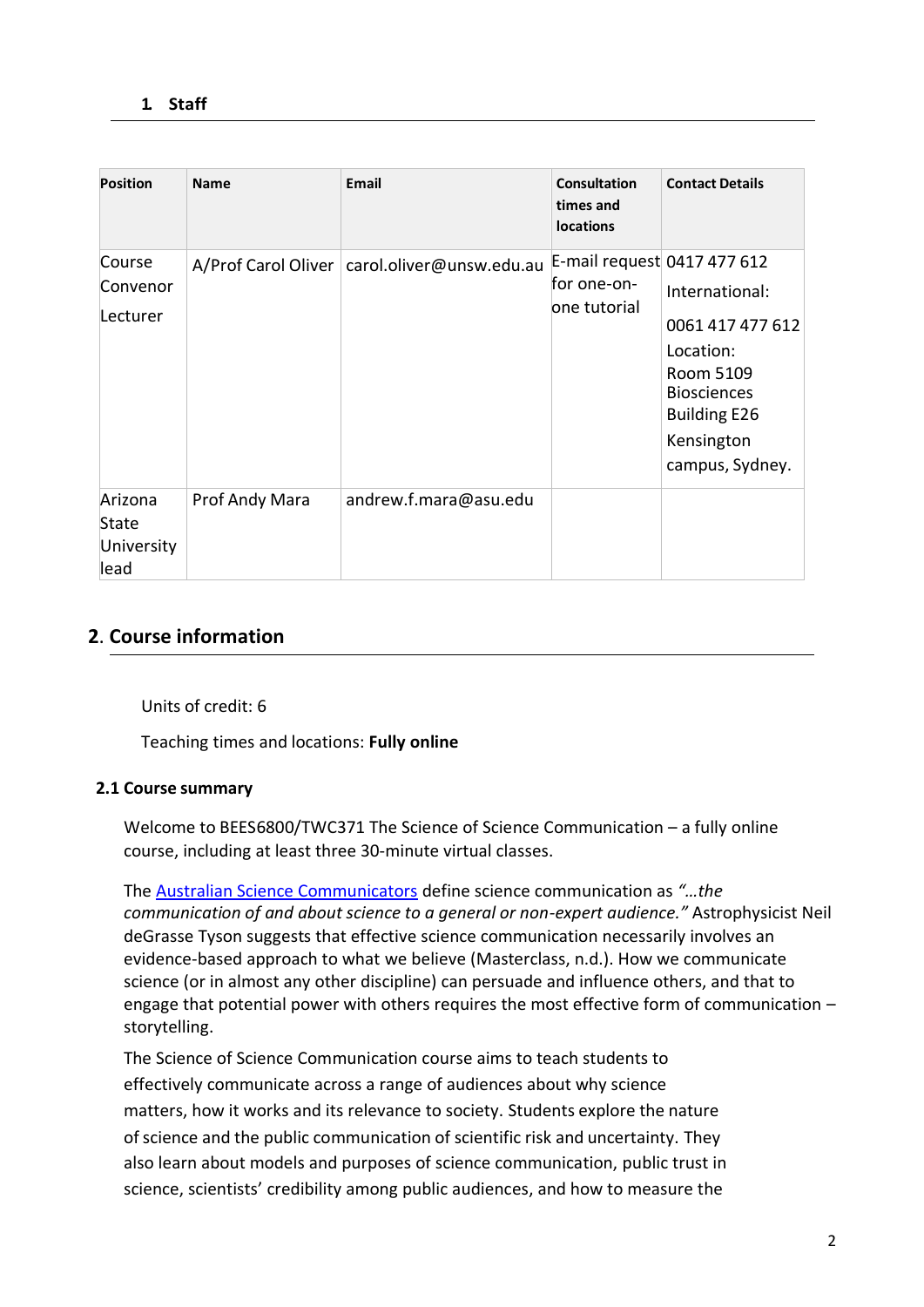## 1. Staff

| Position | Name | Email | Consultation times and locations | Contact Details |
|---|---|---|---|---|
| Course Convenor<br>Lecturer | A/Prof Carol Oliver | carol.oliver@unsw.edu.au | E-mail request for one-on-one tutorial | 0417 477 612<br>International:<br>0061 417 477 612<br>Location: Room 5109 Biosciences Building E26<br>Kensington campus, Sydney. |
| Arizona State University lead | Prof Andy Mara | andrew.f.mara@asu.edu | | |

## 2. Course information

Units of credit: 6

Teaching times and locations: **Fully online**

### 2.1 Course summary

Welcome to BEES6800/TWC371 The Science of Science Communication – a fully online course, including at least three 30-minute virtual classes.

The Australian Science Communicators define science communication as *"…the communication of and about science to a general or non-expert audience."* Astrophysicist Neil deGrasse Tyson suggests that effective science communication necessarily involves an evidence-based approach to what we believe (Masterclass, n.d.). How we communicate science (or in almost any other discipline) can persuade and influence others, and that to engage that potential power with others requires the most effective form of communication – storytelling.

The Science of Science Communication course aims to teach students to effectively communicate across a range of audiences about why science matters, how it works and its relevance to society. Students explore the nature of science and the public communication of scientific risk and uncertainty. They also learn about models and purposes of science communication, public trust in science, scientists' credibility among public audiences, and how to measure the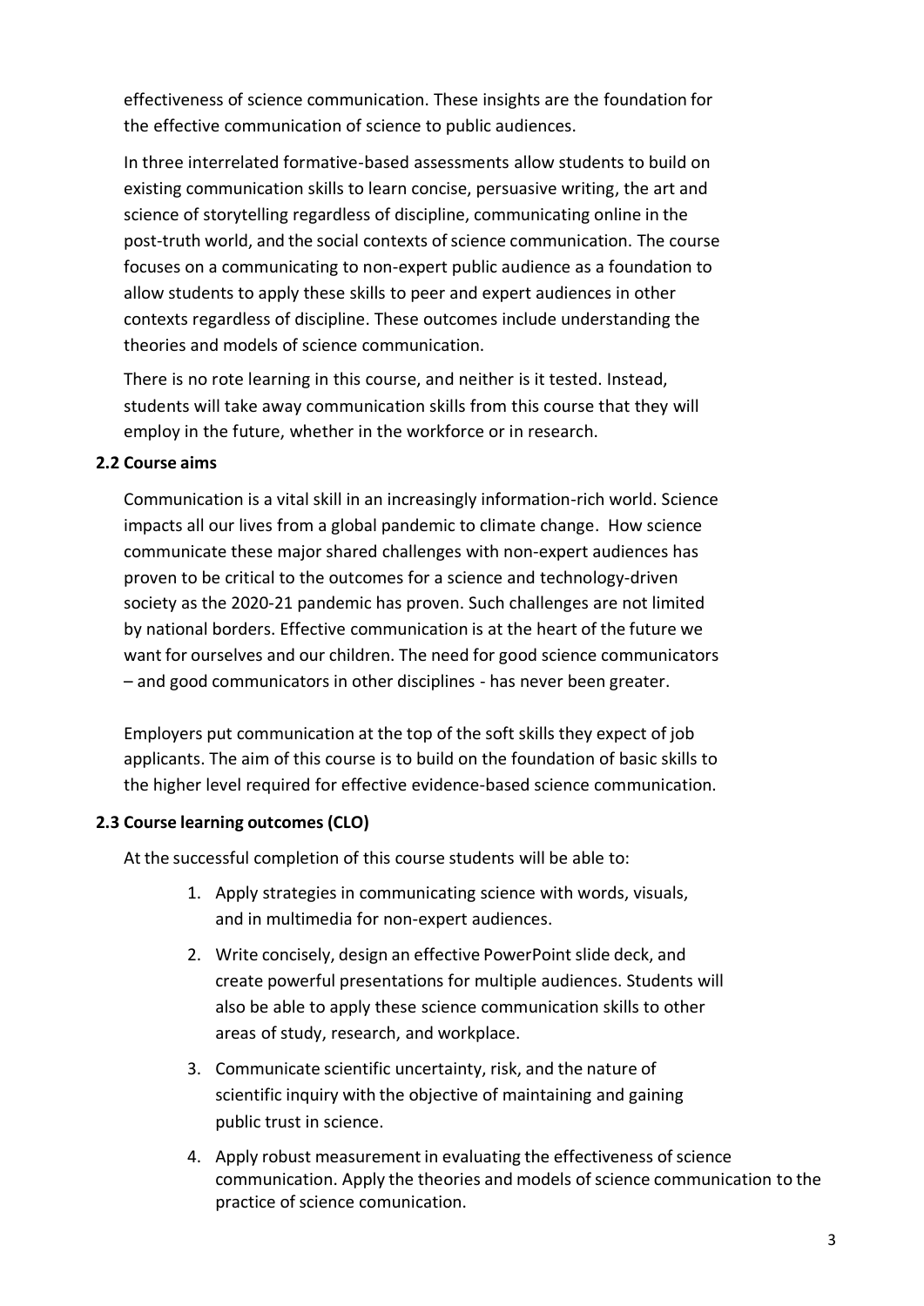effectiveness of science communication. These insights are the foundation for the effective communication of science to public audiences.

In three interrelated formative-based assessments allow students to build on existing communication skills to learn concise, persuasive writing, the art and science of storytelling regardless of discipline, communicating online in the post-truth world, and the social contexts of science communication. The course focuses on a communicating to non-expert public audience as a foundation to allow students to apply these skills to peer and expert audiences in other contexts regardless of discipline. These outcomes include understanding the theories and models of science communication.

There is no rote learning in this course, and neither is it tested. Instead, students will take away communication skills from this course that they will employ in the future, whether in the workforce or in research.

### 2.2 Course aims

Communication is a vital skill in an increasingly information-rich world. Science impacts all our lives from a global pandemic to climate change. How science communicate these major shared challenges with non-expert audiences has proven to be critical to the outcomes for a science and technology-driven society as the 2020-21 pandemic has proven. Such challenges are not limited by national borders. Effective communication is at the heart of the future we want for ourselves and our children. The need for good science communicators – and good communicators in other disciplines - has never been greater.

Employers put communication at the top of the soft skills they expect of job applicants. The aim of this course is to build on the foundation of basic skills to the higher level required for effective evidence-based science communication.

### 2.3 Course learning outcomes (CLO)

At the successful completion of this course students will be able to:

1. Apply strategies in communicating science with words, visuals, and in multimedia for non-expert audiences.
2. Write concisely, design an effective PowerPoint slide deck, and create powerful presentations for multiple audiences. Students will also be able to apply these science communication skills to other areas of study, research, and workplace.
3. Communicate scientific uncertainty, risk, and the nature of scientific inquiry with the objective of maintaining and gaining public trust in science.
4. Apply robust measurement in evaluating the effectiveness of science communication. Apply the theories and models of science communication to the practice of science comunication.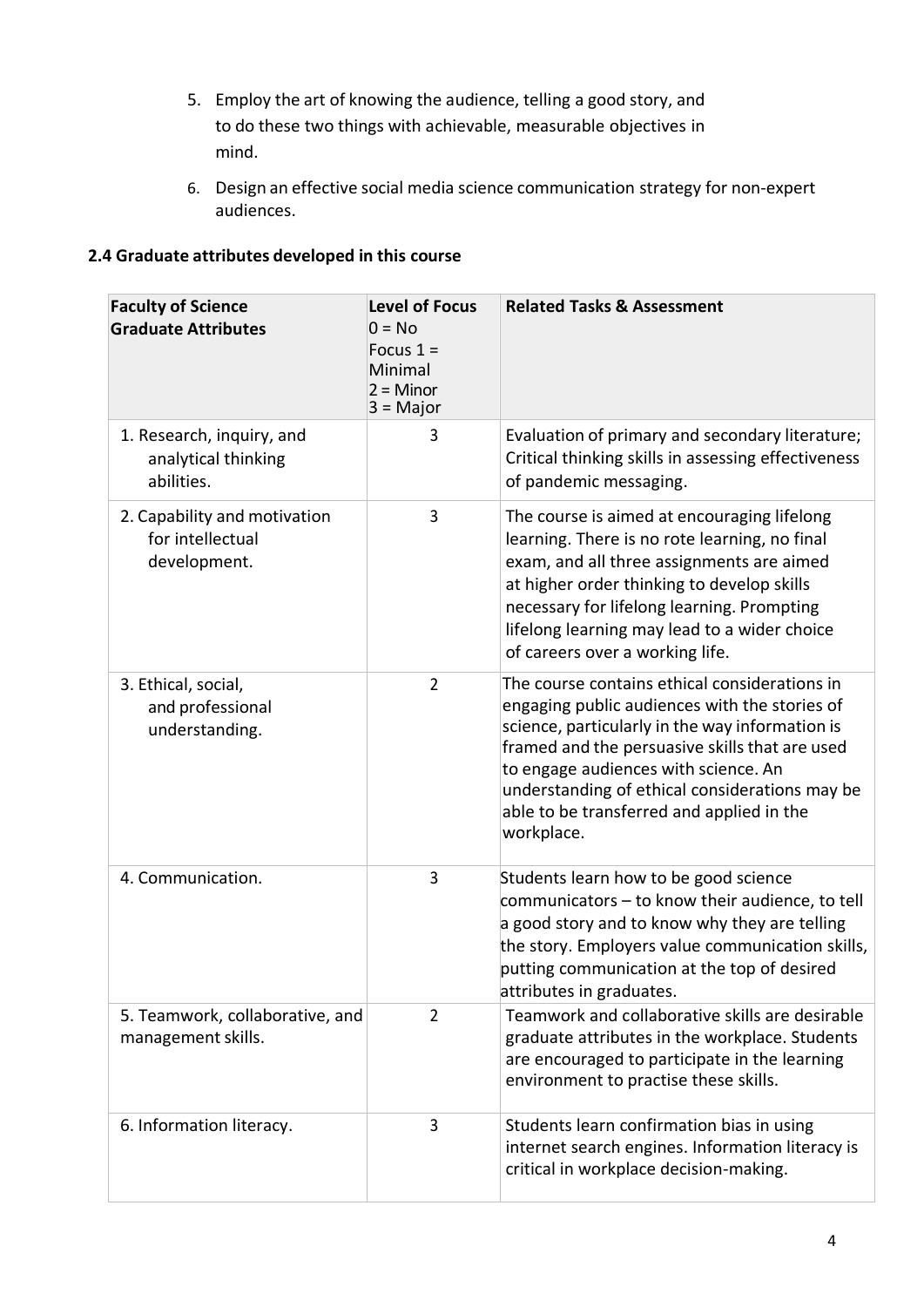5. Employ the art of knowing the audience, telling a good story, and to do these two things with achievable, measurable objectives in mind.
6. Design an effective social media science communication strategy for non-expert audiences.

### 2.4 Graduate attributes developed in this course

| Faculty of Science Graduate Attributes | Level of Focus 0 = No Focus 1 = Minimal 2 = Minor 3 = Major | Related Tasks & Assessment |
|---|---|---|
| 1. Research, inquiry, and analytical thinking abilities. | 3 | Evaluation of primary and secondary literature; Critical thinking skills in assessing effectiveness of pandemic messaging. |
| 2. Capability and motivation for intellectual development. | 3 | The course is aimed at encouraging lifelong learning. There is no rote learning, no final exam, and all three assignments are aimed at higher order thinking to develop skills necessary for lifelong learning. Prompting lifelong learning may lead to a wider choice of careers over a working life. |
| 3. Ethical, social, and professional understanding. | 2 | The course contains ethical considerations in engaging public audiences with the stories of science, particularly in the way information is framed and the persuasive skills that are used to engage audiences with science. An understanding of ethical considerations may be able to be transferred and applied in the workplace. |
| 4. Communication. | 3 | Students learn how to be good science communicators – to know their audience, to tell a good story and to know why they are telling the story. Employers value communication skills, putting communication at the top of desired attributes in graduates. |
| 5. Teamwork, collaborative, and management skills. | 2 | Teamwork and collaborative skills are desirable graduate attributes in the workplace. Students are encouraged to participate in the learning environment to practise these skills. |
| 6. Information literacy. | 3 | Students learn confirmation bias in using internet search engines. Information literacy is critical in workplace decision-making. |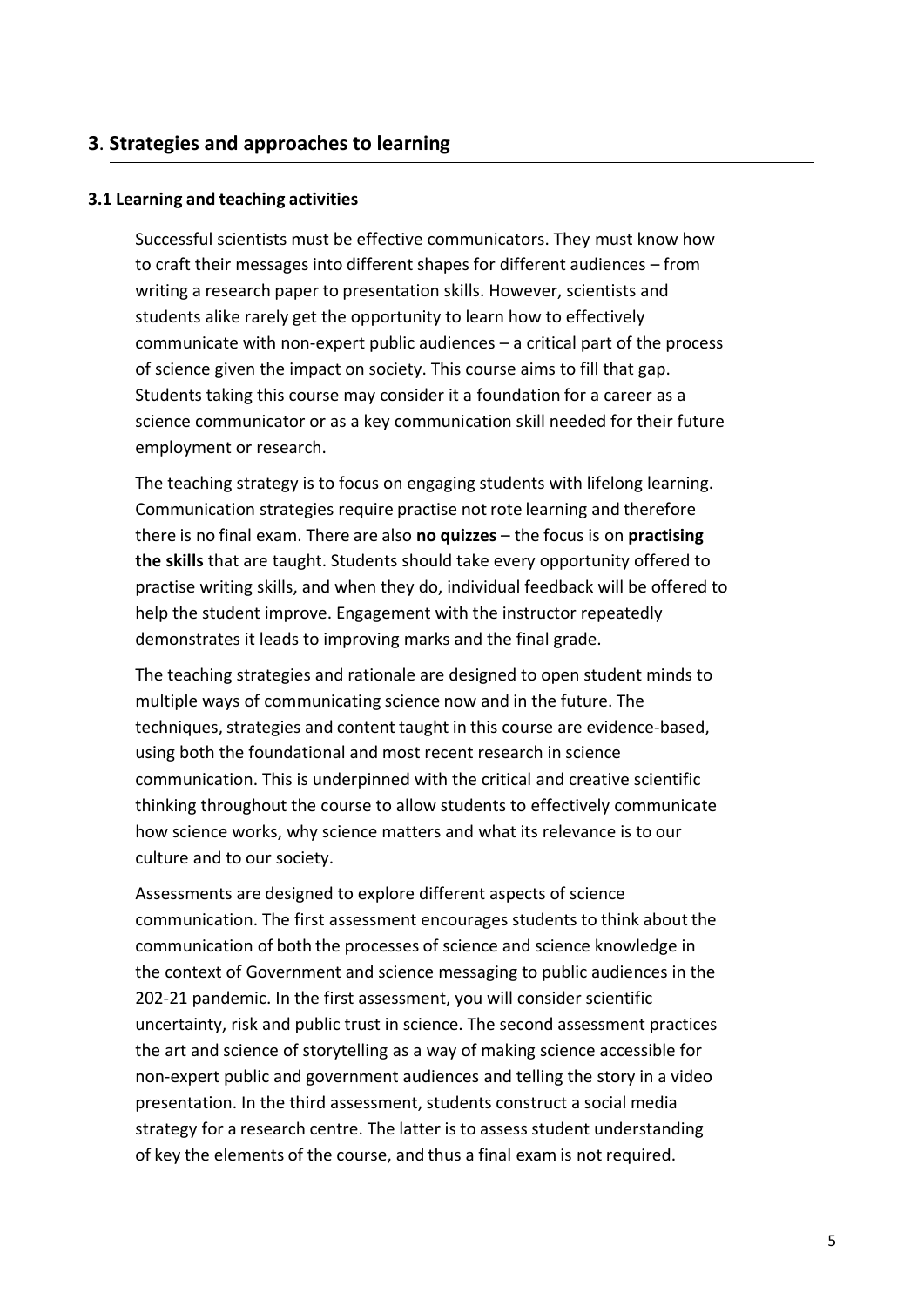## 3. Strategies and approaches to learning

### 3.1 Learning and teaching activities

Successful scientists must be effective communicators. They must know how to craft their messages into different shapes for different audiences – from writing a research paper to presentation skills. However, scientists and students alike rarely get the opportunity to learn how to effectively communicate with non-expert public audiences – a critical part of the process of science given the impact on society. This course aims to fill that gap. Students taking this course may consider it a foundation for a career as a science communicator or as a key communication skill needed for their future employment or research.

The teaching strategy is to focus on engaging students with lifelong learning. Communication strategies require practise not rote learning and therefore there is no final exam. There are also **no quizzes** – the focus is on **practising the skills** that are taught. Students should take every opportunity offered to practise writing skills, and when they do, individual feedback will be offered to help the student improve. Engagement with the instructor repeatedly demonstrates it leads to improving marks and the final grade.

The teaching strategies and rationale are designed to open student minds to multiple ways of communicating science now and in the future. The techniques, strategies and content taught in this course are evidence-based, using both the foundational and most recent research in science communication. This is underpinned with the critical and creative scientific thinking throughout the course to allow students to effectively communicate how science works, why science matters and what its relevance is to our culture and to our society.

Assessments are designed to explore different aspects of science communication. The first assessment encourages students to think about the communication of both the processes of science and science knowledge in the context of Government and science messaging to public audiences in the 202-21 pandemic. In the first assessment, you will consider scientific uncertainty, risk and public trust in science. The second assessment practices the art and science of storytelling as a way of making science accessible for non-expert public and government audiences and telling the story in a video presentation. In the third assessment, students construct a social media strategy for a research centre. The latter is to assess student understanding of key the elements of the course, and thus a final exam is not required.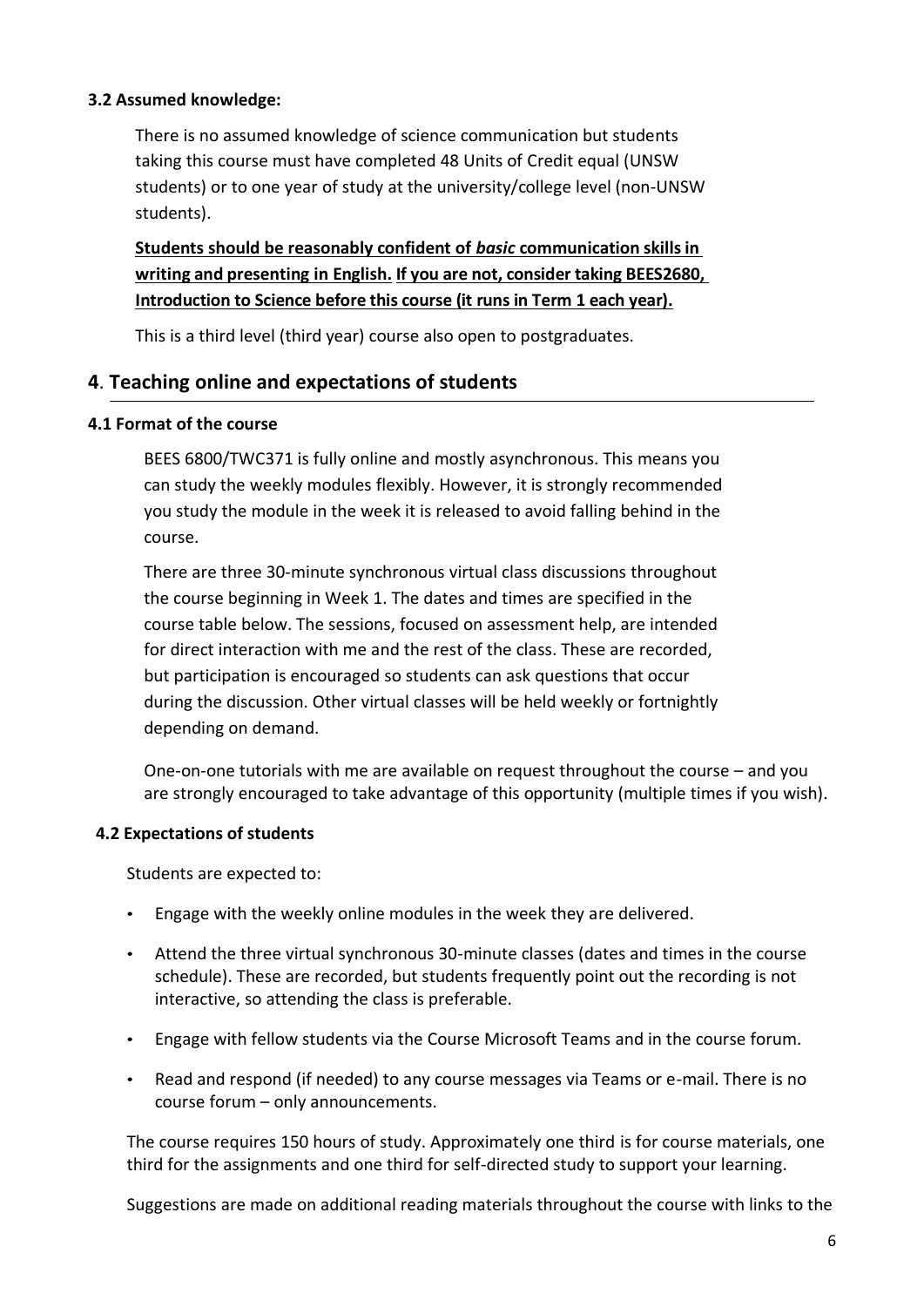### 3.2 Assumed knowledge:

There is no assumed knowledge of science communication but students taking this course must have completed 48 Units of Credit equal (UNSW students) or to one year of study at the university/college level (non-UNSW students).

**Students should be reasonably confident of *basic* communication skills in writing and presenting in English. If you are not, consider taking BEES2680, Introduction to Science before this course (it runs in Term 1 each year).**

This is a third level (third year) course also open to postgraduates.

## 4. Teaching online and expectations of students

### 4.1 Format of the course

BEES 6800/TWC371 is fully online and mostly asynchronous. This means you can study the weekly modules flexibly. However, it is strongly recommended you study the module in the week it is released to avoid falling behind in the course.

There are three 30-minute synchronous virtual class discussions throughout the course beginning in Week 1. The dates and times are specified in the course table below. The sessions, focused on assessment help, are intended for direct interaction with me and the rest of the class. These are recorded, but participation is encouraged so students can ask questions that occur during the discussion. Other virtual classes will be held weekly or fortnightly depending on demand.

One-on-one tutorials with me are available on request throughout the course – and you are strongly encouraged to take advantage of this opportunity (multiple times if you wish).

### 4.2 Expectations of students

Students are expected to:

- Engage with the weekly online modules in the week they are delivered.
- Attend the three virtual synchronous 30-minute classes (dates and times in the course schedule). These are recorded, but students frequently point out the recording is not interactive, so attending the class is preferable.
- Engage with fellow students via the Course Microsoft Teams and in the course forum.
- Read and respond (if needed) to any course messages via Teams or e-mail. There is no course forum – only announcements.

The course requires 150 hours of study. Approximately one third is for course materials, one third for the assignments and one third for self-directed study to support your learning.

Suggestions are made on additional reading materials throughout the course with links to the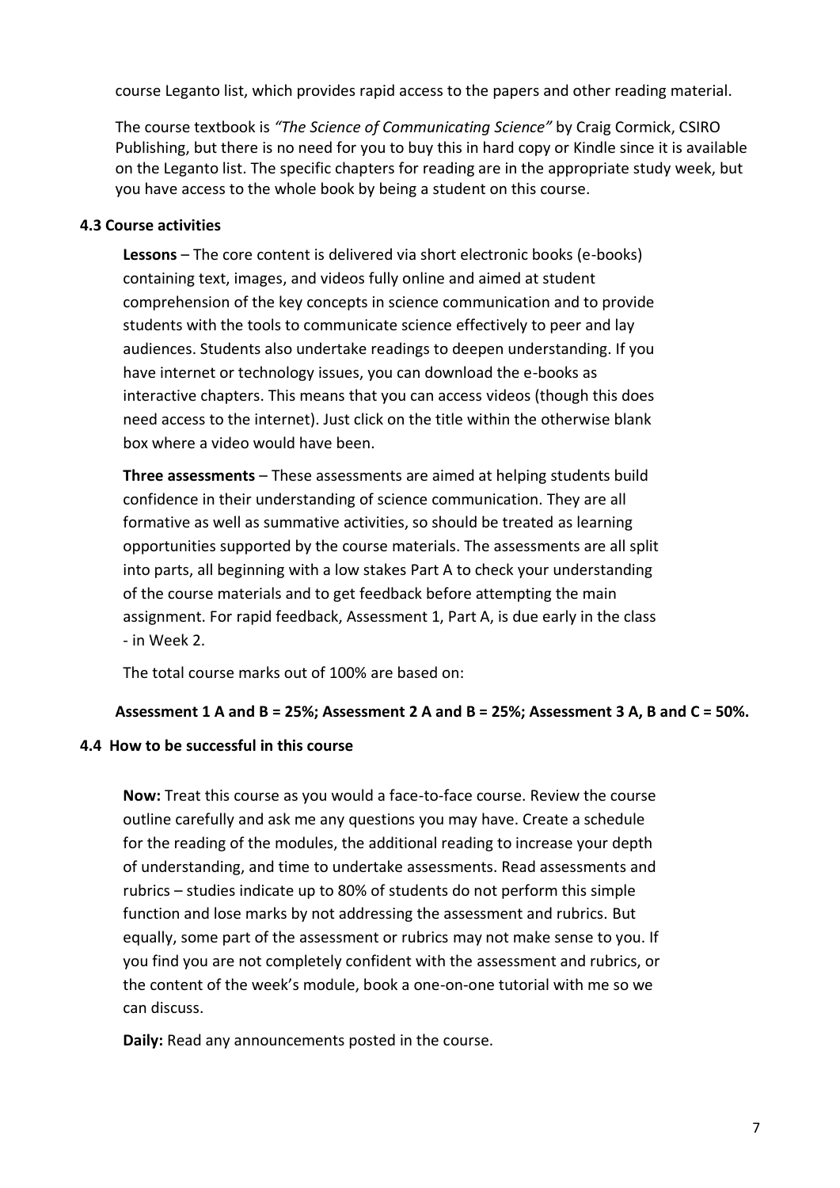course Leganto list, which provides rapid access to the papers and other reading material.

The course textbook is *"The Science of Communicating Science"* by Craig Cormick, CSIRO Publishing, but there is no need for you to buy this in hard copy or Kindle since it is available on the Leganto list. The specific chapters for reading are in the appropriate study week, but you have access to the whole book by being a student on this course.

### 4.3 Course activities

**Lessons** – The core content is delivered via short electronic books (e-books) containing text, images, and videos fully online and aimed at student comprehension of the key concepts in science communication and to provide students with the tools to communicate science effectively to peer and lay audiences. Students also undertake readings to deepen understanding. If you have internet or technology issues, you can download the e-books as interactive chapters. This means that you can access videos (though this does need access to the internet). Just click on the title within the otherwise blank box where a video would have been.

**Three assessments** – These assessments are aimed at helping students build confidence in their understanding of science communication. They are all formative as well as summative activities, so should be treated as learning opportunities supported by the course materials. The assessments are all split into parts, all beginning with a low stakes Part A to check your understanding of the course materials and to get feedback before attempting the main assignment. For rapid feedback, Assessment 1, Part A, is due early in the class - in Week 2.

The total course marks out of 100% are based on:

**Assessment 1 A and B = 25%; Assessment 2 A and B = 25%; Assessment 3 A, B and C = 50%.**

### 4.4 How to be successful in this course

**Now:** Treat this course as you would a face-to-face course. Review the course outline carefully and ask me any questions you may have. Create a schedule for the reading of the modules, the additional reading to increase your depth of understanding, and time to undertake assessments. Read assessments and rubrics – studies indicate up to 80% of students do not perform this simple function and lose marks by not addressing the assessment and rubrics. But equally, some part of the assessment or rubrics may not make sense to you. If you find you are not completely confident with the assessment and rubrics, or the content of the week's module, book a one-on-one tutorial with me so we can discuss.

**Daily:** Read any announcements posted in the course.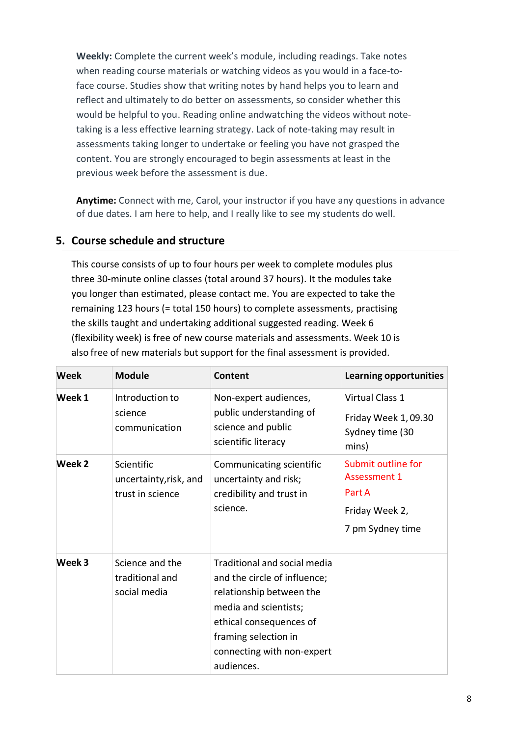**Weekly:** Complete the current week's module, including readings. Take notes when reading course materials or watching videos as you would in a face-to-face course. Studies show that writing notes by hand helps you to learn and reflect and ultimately to do better on assessments, so consider whether this would be helpful to you. Reading online andwatching the videos without note-taking is a less effective learning strategy. Lack of note-taking may result in assessments taking longer to undertake or feeling you have not grasped the content. You are strongly encouraged to begin assessments at least in the previous week before the assessment is due.

**Anytime:** Connect with me, Carol, your instructor if you have any questions in advance of due dates. I am here to help, and I really like to see my students do well.

## 5. Course schedule and structure

This course consists of up to four hours per week to complete modules plus three 30-minute online classes (total around 37 hours). It the modules take you longer than estimated, please contact me. You are expected to take the remaining 123 hours (= total 150 hours) to complete assessments, practising the skills taught and undertaking additional suggested reading. Week 6 (flexibility week) is free of new course materials and assessments. Week 10 is also free of new materials but support for the final assessment is provided.

| Week | Module | Content | Learning opportunities |
|---|---|---|---|
| **Week 1** | Introduction to science communication | Non-expert audiences, public understanding of science and public scientific literacy | Virtual Class 1<br><br>Friday Week 1, 09.30 Sydney time (30 mins) |
| **Week 2** | Scientific uncertainty,risk, and trust in science | Communicating scientific uncertainty and risk; credibility and trust in science. | Submit outline for Assessment 1 Part A<br><br>Friday Week 2,<br><br>7 pm Sydney time |
| **Week 3** | Science and the traditional and social media | Traditional and social media and the circle of influence; relationship between the media and scientists; ethical consequences of framing selection in connecting with non-expert audiences. | |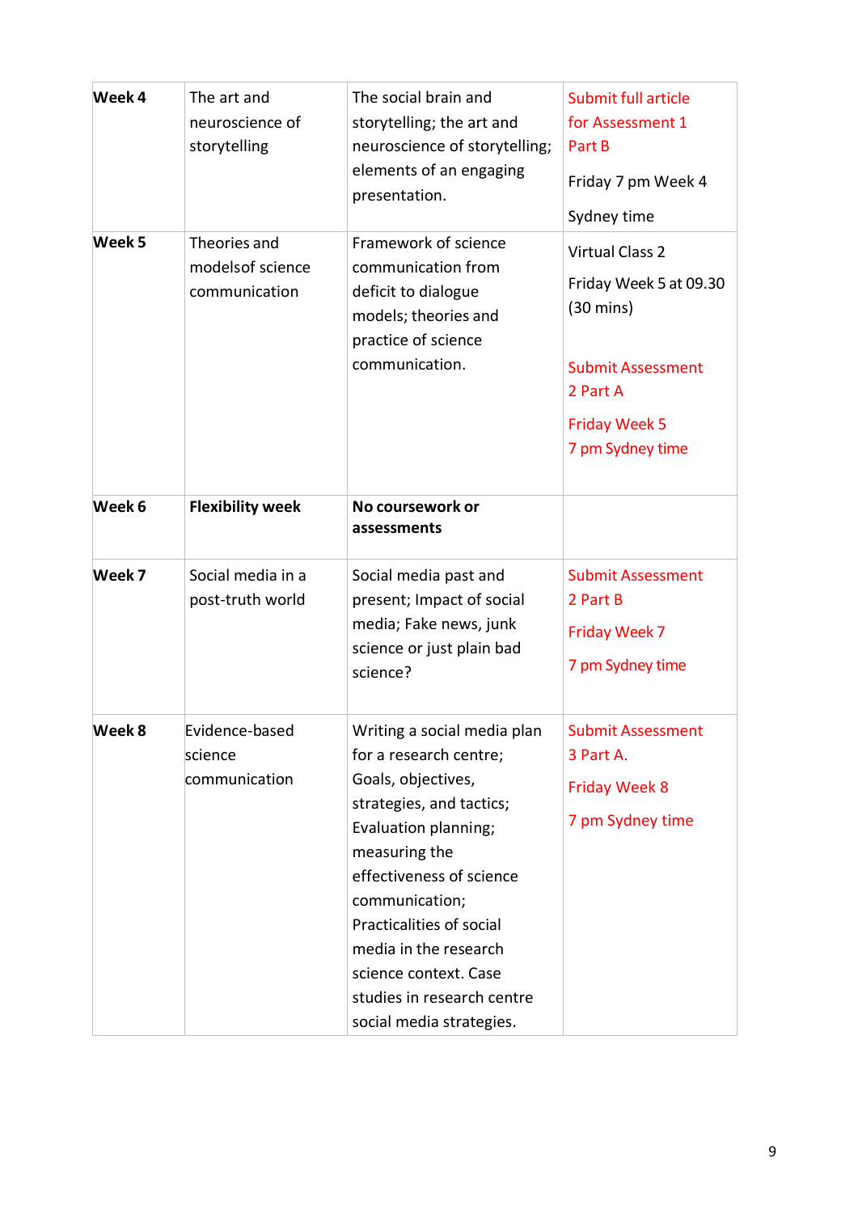| **Week 4** | The art and neuroscience of storytelling | The social brain and storytelling; the art and neuroscience of storytelling; elements of an engaging presentation. | Submit full article for Assessment 1 Part B<br><br>Friday 7 pm Week 4<br><br>Sydney time |
|---|---|---|---|
| **Week 5** | Theories and modelsof science communication | Framework of science communication from deficit to dialogue models; theories and practice of science communication. | Virtual Class 2<br><br>Friday Week 5 at 09.30 (30 mins)<br><br>Submit Assessment 2 Part A<br><br>Friday Week 5<br>7 pm Sydney time |
| **Week 6** | **Flexibility week** | **No coursework or assessments** | |
| **Week 7** | Social media in a post-truth world | Social media past and present; Impact of social media; Fake news, junk science or just plain bad science? | Submit Assessment 2 Part B<br><br>Friday Week 7<br><br>7 pm Sydney time |
| **Week 8** | Evidence-based science communication | Writing a social media plan for a research centre; Goals, objectives, strategies, and tactics; Evaluation planning; measuring the effectiveness of science communication; Practicalities of social media in the research science context. Case studies in research centre social media strategies. | Submit Assessment 3 Part A.<br><br>Friday Week 8<br><br>7 pm Sydney time |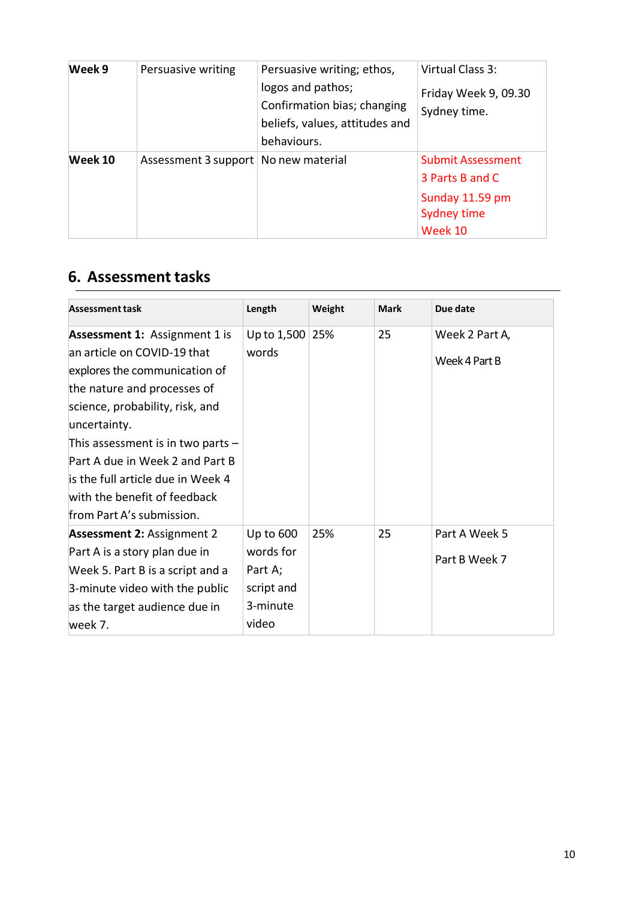| | | | |
|---|---|---|---|
| **Week 9** | Persuasive writing | Persuasive writing; ethos, logos and pathos; Confirmation bias; changing beliefs, values, attitudes and behaviours. | Virtual Class 3: Friday Week 9, 09.30 Sydney time. |
| **Week 10** | Assessment 3 support | No new material | Submit Assessment 3 Parts B and C Sunday 11.59 pm Sydney time Week 10 |

## 6. Assessment tasks

| Assessment task | Length | Weight | Mark | Due date |
|---|---|---|---|---|
| **Assessment 1:** Assignment 1 is an article on COVID-19 that explores the communication of the nature and processes of science, probability, risk, and uncertainty. This assessment is in two parts – Part A due in Week 2 and Part B is the full article due in Week 4 with the benefit of feedback from Part A's submission. | Up to 1,500 words | 25% | 25 | Week 2 Part A, Week 4 Part B |
| **Assessment 2:** Assignment 2 Part A is a story plan due in Week 5. Part B is a script and a 3-minute video with the public as the target audience due in week 7. | Up to 600 words for Part A; script and 3-minute video | 25% | 25 | Part A Week 5 Part B Week 7 |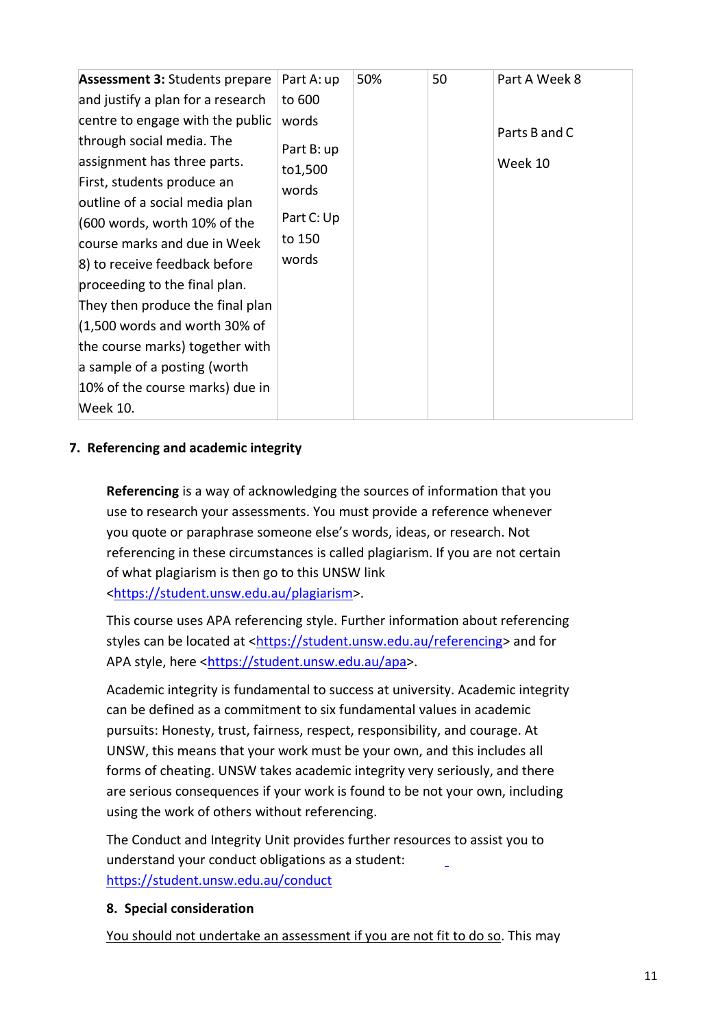| **Assessment 3:** Students prepare and justify a plan for a research centre to engage with the public through social media. The assignment has three parts. First, students produce an outline of a social media plan (600 words, worth 10% of the course marks and due in Week 8) to receive feedback before proceeding to the final plan. They then produce the final plan (1,500 words and worth 30% of the course marks) together with a sample of a posting (worth 10% of the course marks) due in Week 10. | Part A: up to 600 words<br><br>Part B: up to1,500 words<br><br>Part C: Up to 150 words | 50% | 50 | Part A Week 8<br><br>Parts B and C<br><br>Week 10 |
|---|---|---|---|---|

**7. Referencing and academic integrity**

**Referencing** is a way of acknowledging the sources of information that you use to research your assessments. You must provide a reference whenever you quote or paraphrase someone else's words, ideas, or research. Not referencing in these circumstances is called plagiarism. If you are not certain of what plagiarism is then go to this UNSW link <https://student.unsw.edu.au/plagiarism>.

This course uses APA referencing style. Further information about referencing styles can be located at <https://student.unsw.edu.au/referencing> and for APA style, here <https://student.unsw.edu.au/apa>.

Academic integrity is fundamental to success at university. Academic integrity can be defined as a commitment to six fundamental values in academic pursuits: Honesty, trust, fairness, respect, responsibility, and courage. At UNSW, this means that your work must be your own, and this includes all forms of cheating. UNSW takes academic integrity very seriously, and there are serious consequences if your work is found to be not your own, including using the work of others without referencing.

The Conduct and Integrity Unit provides further resources to assist you to understand your conduct obligations as a student: https://student.unsw.edu.au/conduct

**8. Special consideration**

You should not undertake an assessment if you are not fit to do so. This may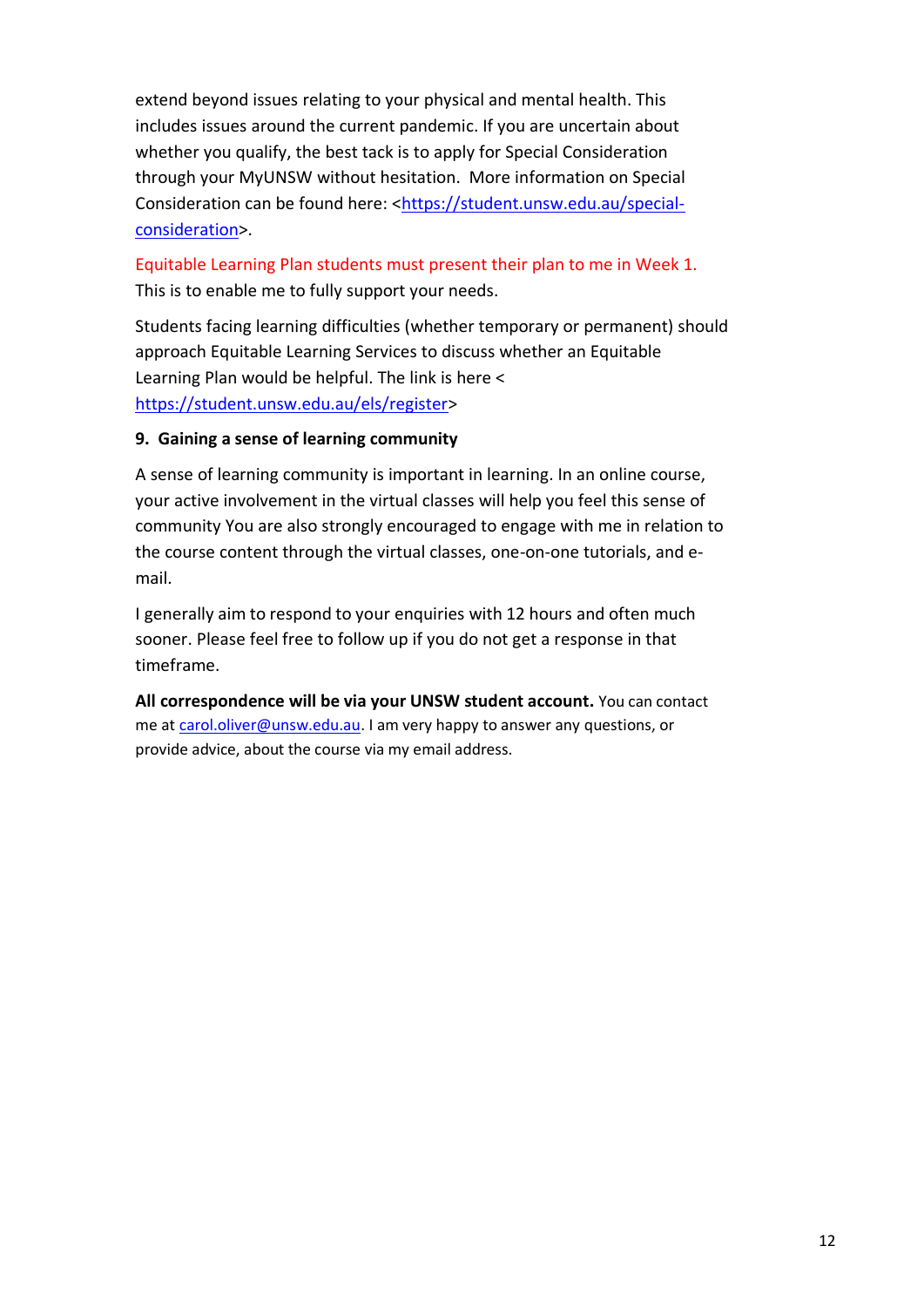extend beyond issues relating to your physical and mental health. This includes issues around the current pandemic. If you are uncertain about whether you qualify, the best tack is to apply for Special Consideration through your MyUNSW without hesitation. More information on Special Consideration can be found here: <https://student.unsw.edu.au/special-consideration>.

Equitable Learning Plan students must present their plan to me in Week 1. This is to enable me to fully support your needs.

Students facing learning difficulties (whether temporary or permanent) should approach Equitable Learning Services to discuss whether an Equitable Learning Plan would be helpful. The link is here < https://student.unsw.edu.au/els/register>

### 9. Gaining a sense of learning community

A sense of learning community is important in learning. In an online course, your active involvement in the virtual classes will help you feel this sense of community You are also strongly encouraged to engage with me in relation to the course content through the virtual classes, one-on-one tutorials, and e-mail.

I generally aim to respond to your enquiries with 12 hours and often much sooner. Please feel free to follow up if you do not get a response in that timeframe.

**All correspondence will be via your UNSW student account.** You can contact me at carol.oliver@unsw.edu.au. I am very happy to answer any questions, or provide advice, about the course via my email address.